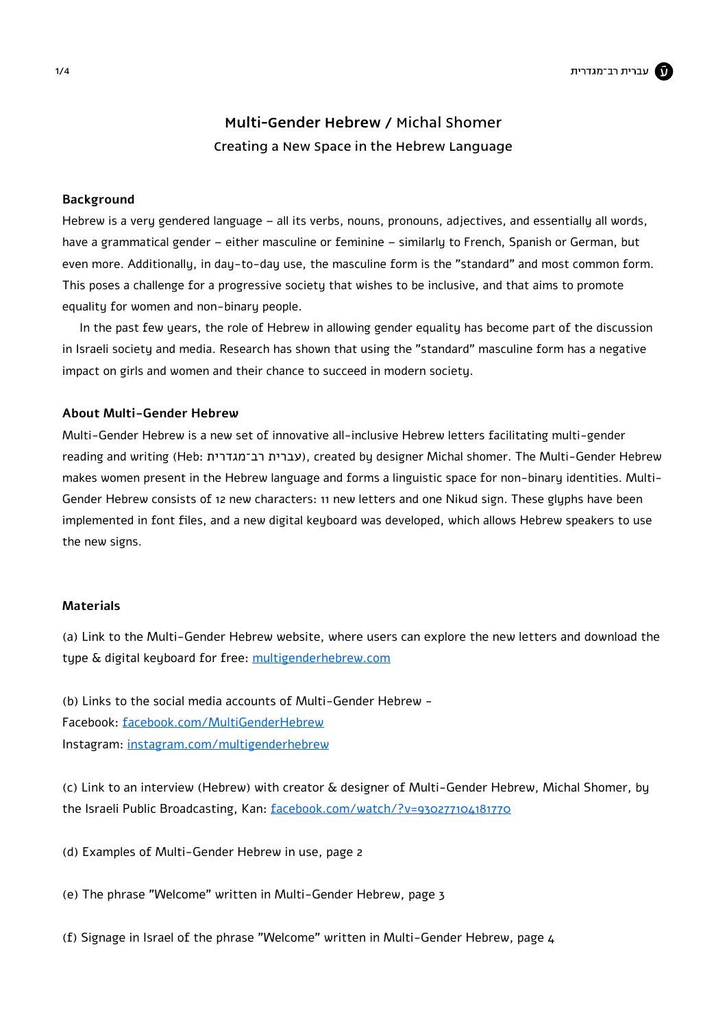# Multi-Gender Hebrew / Michal Shomer

## Creating a New Space in the Hebrew Language

### Background

Hebrew is a very gendered language – all its verbs, nouns, pronouns, adjectives, and essentially all words, have a grammatical gender – either masculine or feminine – similarly to French, Spanish or German, but even more. Additionally, in day-to-day use, the masculine form is the "standard" and most common form. This poses a challenge for a progressive society that wishes to be inclusive, and that aims to promote equality for women and non-binary people.

In the past few years, the role of Hebrew in allowing gender equality has become part of the discussion in Israeli society and media. Research has shown that using the "standard" masculine form has a negative impact on girls and women and their chance to succeed in modern society.

### About Multi-Gender Hebrew

Multi-Gender Hebrew is a new set of innovative all-inclusive Hebrew letters facilitating multi-gender reading and writing (Heb: עברית רב־מגדרית), created by designer Michal shomer. The Multi-Gender Hebrew makes women present in the Hebrew language and forms a linguistic space for non-binary identities. Multi-Gender Hebrew consists of 12 new characters: 11 new letters and one Nikud sign. These glyphs have been implemented in font files, and a new digital keyboard was developed, which allows Hebrew speakers to use the new signs.

### Materials

(a) Link to the Multi-Gender Hebrew website, where users can explore the new letters and download the type & digital keyboard for free: [multigenderhebrew.com](multigenderhebrew.com)

(b) Links to the social media accounts of Multi-Gender Hebrew -
Facebook: [facebook.com/MultiGenderHebrew](facebook.com/MultiGenderHebrew)
Instagram: [instagram.com/multigenderhebrew](instagram.com/multigenderhebrew)

(c) Link to an interview (Hebrew) with creator & designer of Multi-Gender Hebrew, Michal Shomer, by the Israeli Public Broadcasting, Kan: [facebook.com/watch/?v=930277104181770](facebook.com/watch/?v=930277104181770)

(d) Examples of Multi-Gender Hebrew in use, page 2

(e) The phrase "Welcome" written in Multi-Gender Hebrew, page 3

(f) Signage in Israel of the phrase "Welcome" written in Multi-Gender Hebrew, page 4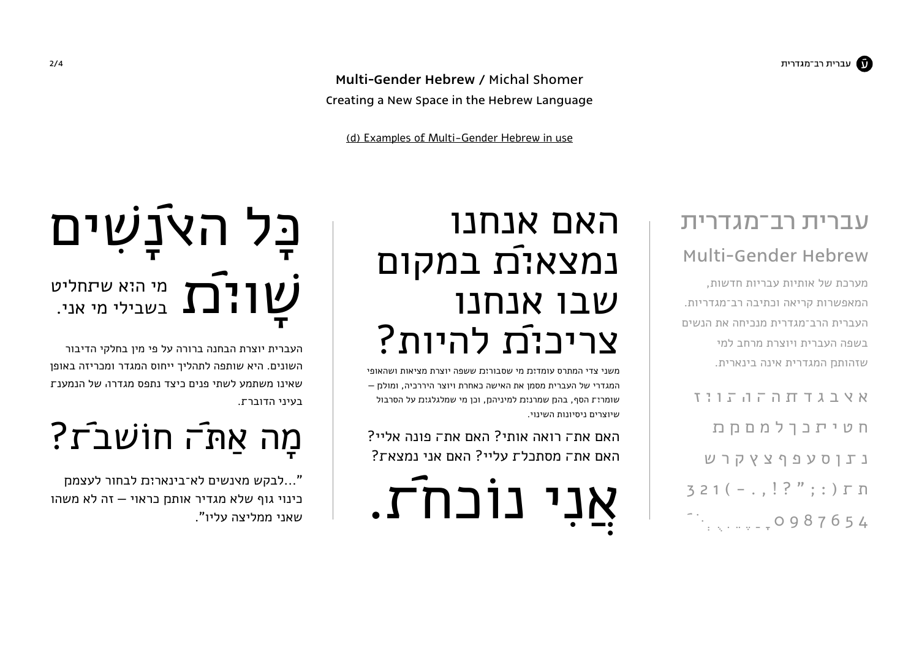**Multi-Gender Hebrew** / Michal Shomer

Creating a New Space in the Hebrew Language

(d) Examples of Multi-Gender Hebrew in use

# עברית רב־מגדרית

## Multi-Gender Hebrew

מערכת של אותיות עבריות חדשות,
המאפשרות קריאה וכתיבה רב־מגדריות.
העברית הרב־מגדרית מנכיחה את הנשים
בשפה העברית ויוצרת מרחב למי
שזהותם המגדרית אינה בינארית.

א ב ג ד ה ה ו ז
ח ט י כ ך ל מ ם ת
נ ן ס ע פ ף צ ץ ק ר ש
ת ( : ; " ? ! , . - ) 1 2 3
4 5 6 7 8 9 0

# האם אנחנו נמצאוּת במקום שבו אנחנו צריכוּת להיות?

משני צדי המתרס עומדות מי שסבורות ששפה יוצרת מציאות ושהאופי המגדרי של העברית מסמן את האישה כאחרת ויוצר היררכיה, ומולן – שומרות הסף, בהן שמרנות למיניהן, וכן מי שמלגלגות על הסרבול שיוצרים ניסיונות השינוי.

האם אתה רואה אותי? האם אתה פונה אליי?
האם אתה מסתכלת עליי? האם אני נמצאת?

# אֲנִי נוֹכחַת.

# כָּל האֲנָשִׁים שָׁווֹת

מי היא שתחליט
בשבילי מי אני.

העברית יוצרת הבחנה ברורה על פי מין בחלקי הדיבור השונים. היא שותפה לתהליך ייחוס המגדר ומכריזה באופן שאינו משתמע לשתי פנים כיצד נתפס מגדרו של הנמענת בעיני הדוברת.

# מָה אַתְּה חוֹשבת?

"...לבקש מאנשים לא־בינאריות לבחור לעצמן כינוי גוף שלא מגדיר אותן כראוי – זה לא משהו שאני ממליצה עליו".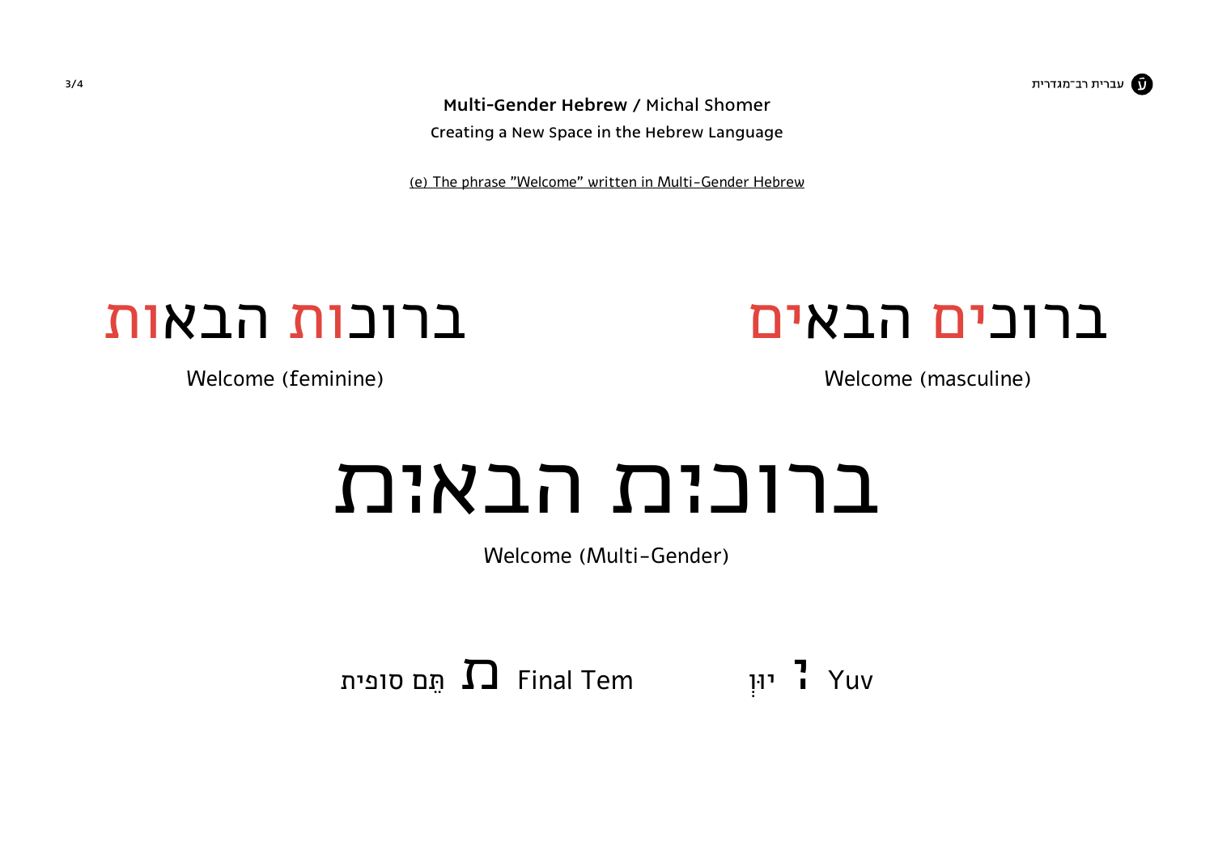**Multi-Gender Hebrew** / Michal Shomer

Creating a New Space in the Hebrew Language

(e) The phrase "Welcome" written in Multi-Gender Hebrew

ברוכים הבאים

Welcome (masculine)

ברוכות הבאות

Welcome (feminine)

# ברוכוּת הבאוּת

Welcome (Multi-Gender)

Yuv יוּוְ

Final Tem תֶּם סופית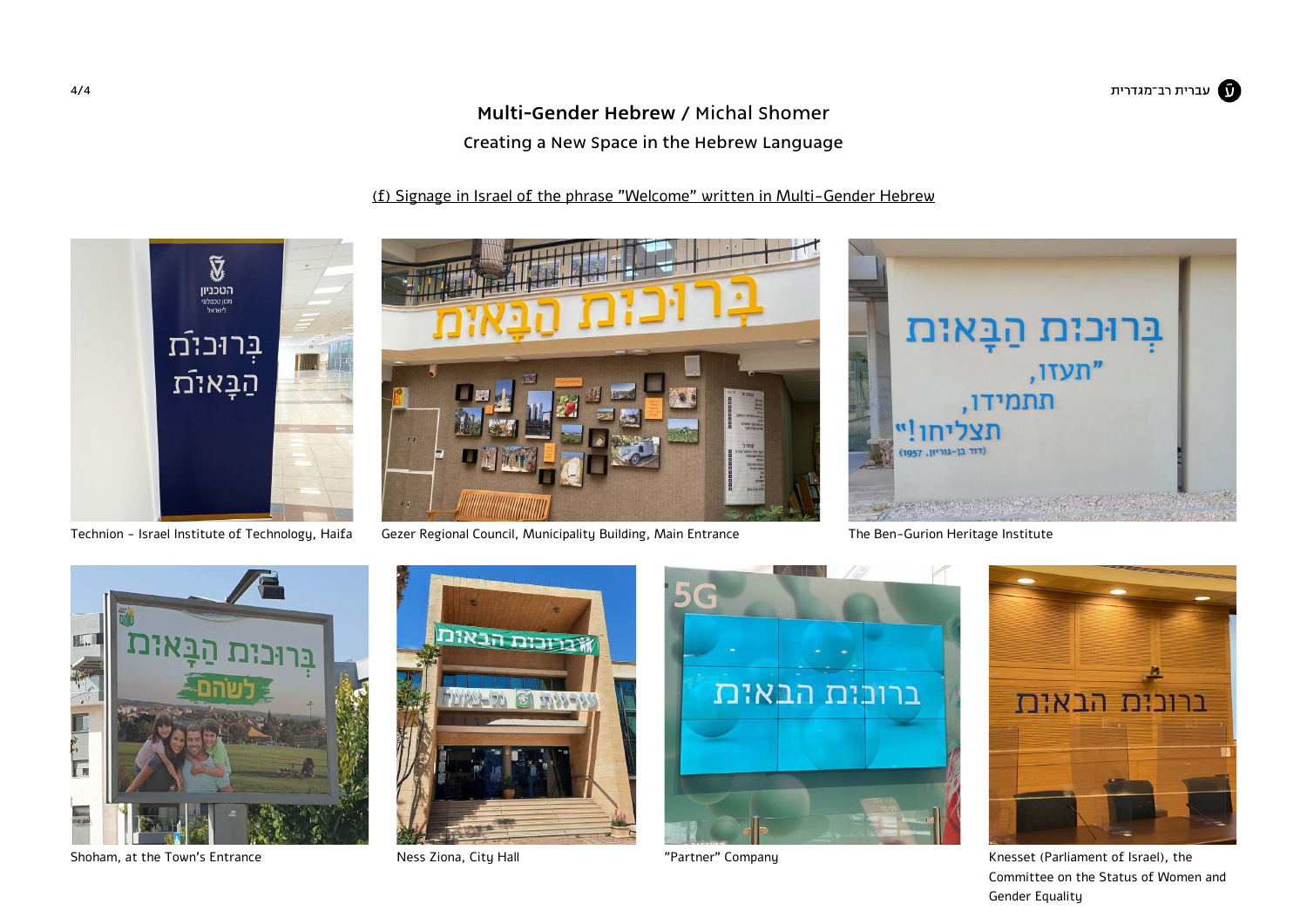**Multi-Gender Hebrew /** Michal Shomer

Creating a New Space in the Hebrew Language

(f) Signage in Israel of the phrase "Welcome" written in Multi-Gender Hebrew

Technion - Israel Institute of Technology, Haifa

Gezer Regional Council, Municipality Building, Main Entrance

The Ben-Gurion Heritage Institute

Shoham, at the Town's Entrance

Ness Ziona, City Hall

"Partner" Company

Knesset (Parliament of Israel), the Committee on the Status of Women and Gender Equality